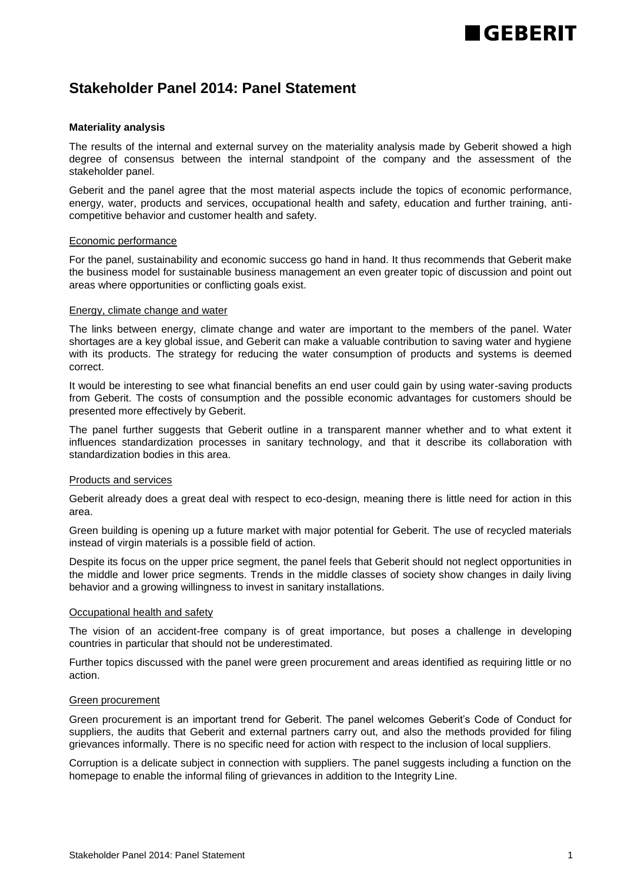# Stakeholder Panel 2014: Panel Statement

**Materiality analysis**

The results of the internal and external survey on the materiality analysis made by Geberit showed a high degree of consensus between the internal standpoint of the company and the assessment of the stakeholder panel.

Geberit and the panel agree that the most material aspects include the topics of economic performance, energy, water, products and services, occupational health and safety, education and further training, anti-competitive behavior and customer health and safety.

## Economic performance

For the panel, sustainability and economic success go hand in hand. It thus recommends that Geberit make the business model for sustainable business management an even greater topic of discussion and point out areas where opportunities or conflicting goals exist.

## Energy, climate change and water

The links between energy, climate change and water are important to the members of the panel. Water shortages are a key global issue, and Geberit can make a valuable contribution to saving water and hygiene with its products. The strategy for reducing the water consumption of products and systems is deemed correct.

It would be interesting to see what financial benefits an end user could gain by using water-saving products from Geberit. The costs of consumption and the possible economic advantages for customers should be presented more effectively by Geberit.

The panel further suggests that Geberit outline in a transparent manner whether and to what extent it influences standardization processes in sanitary technology, and that it describe its collaboration with standardization bodies in this area.

## Products and services

Geberit already does a great deal with respect to eco-design, meaning there is little need for action in this area.

Green building is opening up a future market with major potential for Geberit. The use of recycled materials instead of virgin materials is a possible field of action.

Despite its focus on the upper price segment, the panel feels that Geberit should not neglect opportunities in the middle and lower price segments. Trends in the middle classes of society show changes in daily living behavior and a growing willingness to invest in sanitary installations.

## Occupational health and safety

The vision of an accident-free company is of great importance, but poses a challenge in developing countries in particular that should not be underestimated.

Further topics discussed with the panel were green procurement and areas identified as requiring little or no action.

## Green procurement

Green procurement is an important trend for Geberit. The panel welcomes Geberit's Code of Conduct for suppliers, the audits that Geberit and external partners carry out, and also the methods provided for filing grievances informally. There is no specific need for action with respect to the inclusion of local suppliers.

Corruption is a delicate subject in connection with suppliers. The panel suggests including a function on the homepage to enable the informal filing of grievances in addition to the Integrity Line.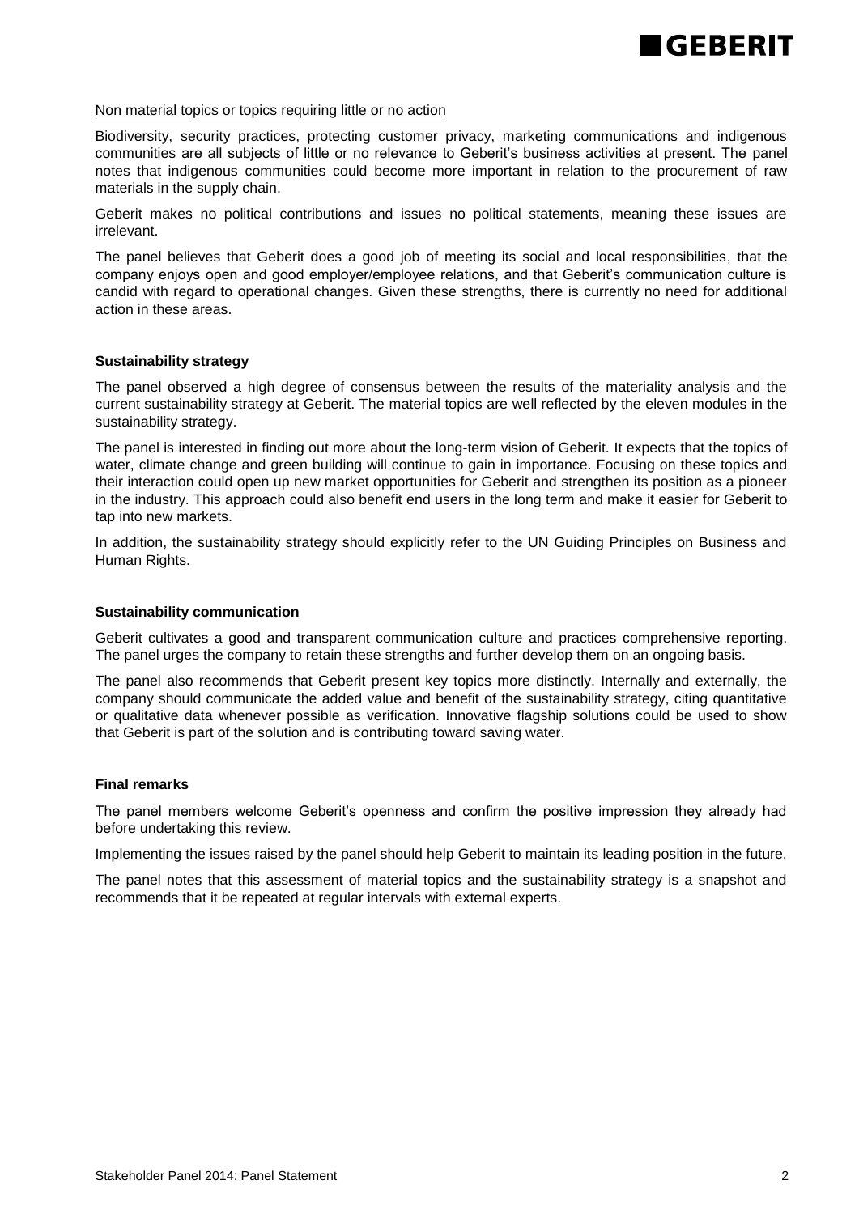Non material topics or topics requiring little or no action

Biodiversity, security practices, protecting customer privacy, marketing communications and indigenous communities are all subjects of little or no relevance to Geberit's business activities at present. The panel notes that indigenous communities could become more important in relation to the procurement of raw materials in the supply chain.

Geberit makes no political contributions and issues no political statements, meaning these issues are irrelevant.

The panel believes that Geberit does a good job of meeting its social and local responsibilities, that the company enjoys open and good employer/employee relations, and that Geberit's communication culture is candid with regard to operational changes. Given these strengths, there is currently no need for additional action in these areas.

### Sustainability strategy

The panel observed a high degree of consensus between the results of the materiality analysis and the current sustainability strategy at Geberit. The material topics are well reflected by the eleven modules in the sustainability strategy.

The panel is interested in finding out more about the long-term vision of Geberit. It expects that the topics of water, climate change and green building will continue to gain in importance. Focusing on these topics and their interaction could open up new market opportunities for Geberit and strengthen its position as a pioneer in the industry. This approach could also benefit end users in the long term and make it easier for Geberit to tap into new markets.

In addition, the sustainability strategy should explicitly refer to the UN Guiding Principles on Business and Human Rights.

### Sustainability communication

Geberit cultivates a good and transparent communication culture and practices comprehensive reporting. The panel urges the company to retain these strengths and further develop them on an ongoing basis.

The panel also recommends that Geberit present key topics more distinctly. Internally and externally, the company should communicate the added value and benefit of the sustainability strategy, citing quantitative or qualitative data whenever possible as verification. Innovative flagship solutions could be used to show that Geberit is part of the solution and is contributing toward saving water.

### Final remarks

The panel members welcome Geberit's openness and confirm the positive impression they already had before undertaking this review.

Implementing the issues raised by the panel should help Geberit to maintain its leading position in the future.

The panel notes that this assessment of material topics and the sustainability strategy is a snapshot and recommends that it be repeated at regular intervals with external experts.